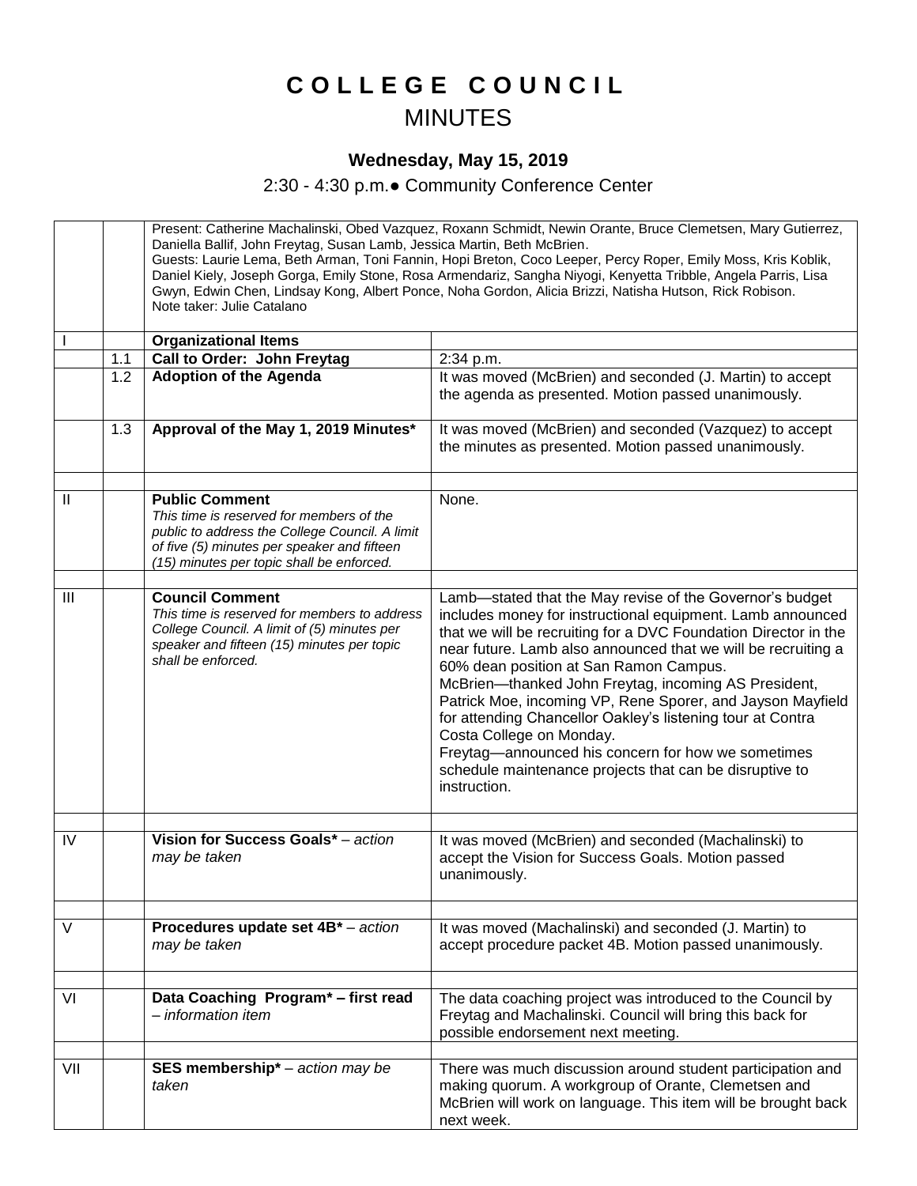# C O L L E G E   C O U N C I L

## MINUTES

### Wednesday, May 15, 2019

2:30 - 4:30 p.m.● Community Conference Center

| | | | |
|---|---|---|---|
| | | Present: Catherine Machalinski, Obed Vazquez, Roxann Schmidt, Newin Orante, Bruce Clemetsen, Mary Gutierrez, Daniella Ballif, John Freytag, Susan Lamb, Jessica Martin, Beth McBrien.<br>Guests: Laurie Lema, Beth Arman, Toni Fannin, Hopi Breton, Coco Leeper, Percy Roper, Emily Moss, Kris Koblik, Daniel Kiely, Joseph Gorga, Emily Stone, Rosa Armendariz, Sangha Niyogi, Kenyetta Tribble, Angela Parris, Lisa Gwyn, Edwin Chen, Lindsay Kong, Albert Ponce, Noha Gordon, Alicia Brizzi, Natisha Hutson, Rick Robison.<br>Note taker: Julie Catalano | |
| I | | **Organizational Items** | |
| | 1.1 | **Call to Order: John Freytag** | 2:34 p.m. |
| | 1.2 | **Adoption of the Agenda** | It was moved (McBrien) and seconded (J. Martin) to accept the agenda as presented. Motion passed unanimously. |
| | 1.3 | **Approval of the May 1, 2019 Minutes*** | It was moved (McBrien) and seconded (Vazquez) to accept the minutes as presented. Motion passed unanimously. |
| | | | |
| II | | **Public Comment**<br>*This time is reserved for members of the public to address the College Council. A limit of five (5) minutes per speaker and fifteen (15) minutes per topic shall be enforced.* | None. |
| | | | |
| III | | **Council Comment**<br>*This time is reserved for members to address College Council. A limit of (5) minutes per speaker and fifteen (15) minutes per topic shall be enforced.* | Lamb—stated that the May revise of the Governor's budget includes money for instructional equipment. Lamb announced that we will be recruiting for a DVC Foundation Director in the near future. Lamb also announced that we will be recruiting a 60% dean position at San Ramon Campus.<br>McBrien—thanked John Freytag, incoming AS President, Patrick Moe, incoming VP, Rene Sporer, and Jayson Mayfield for attending Chancellor Oakley's listening tour at Contra Costa College on Monday.<br>Freytag—announced his concern for how we sometimes schedule maintenance projects that can be disruptive to instruction. |
| | | | |
| IV | | **Vision for Success Goals*** – *action may be taken* | It was moved (McBrien) and seconded (Machalinski) to accept the Vision for Success Goals. Motion passed unanimously. |
| | | | |
| V | | **Procedures update set 4B*** – *action may be taken* | It was moved (Machalinski) and seconded (J. Martin) to accept procedure packet 4B. Motion passed unanimously. |
| | | | |
| VI | | **Data Coaching Program* – first read** – *information item* | The data coaching project was introduced to the Council by Freytag and Machalinski. Council will bring this back for possible endorsement next meeting. |
| | | | |
| VII | | **SES membership*** – *action may be taken* | There was much discussion around student participation and making quorum. A workgroup of Orante, Clemetsen and McBrien will work on language. This item will be brought back next week. |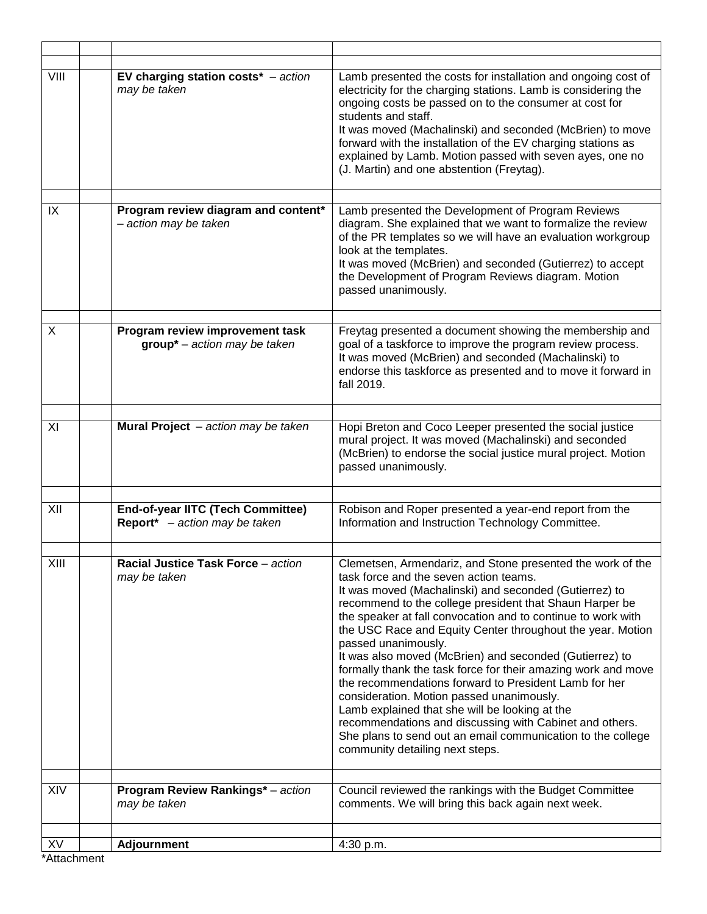| | | | |
|---|---|---|---|
| VIII | | **EV charging station costs*** – *action may be taken* | Lamb presented the costs for installation and ongoing cost of electricity for the charging stations. Lamb is considering the ongoing costs be passed on to the consumer at cost for students and staff.<br>It was moved (Machalinski) and seconded (McBrien) to move forward with the installation of the EV charging stations as explained by Lamb. Motion passed with seven ayes, one no (J. Martin) and one abstention (Freytag). |
| | | | |
| IX | | **Program review diagram and content*** – *action may be taken* | Lamb presented the Development of Program Reviews diagram. She explained that we want to formalize the review of the PR templates so we will have an evaluation workgroup look at the templates.<br>It was moved (McBrien) and seconded (Gutierrez) to accept the Development of Program Reviews diagram. Motion passed unanimously. |
| | | | |
| X | | **Program review improvement task group*** – *action may be taken* | Freytag presented a document showing the membership and goal of a taskforce to improve the program review process.<br>It was moved (McBrien) and seconded (Machalinski) to endorse this taskforce as presented and to move it forward in fall 2019. |
| | | | |
| XI | | **Mural Project** – *action may be taken* | Hopi Breton and Coco Leeper presented the social justice mural project. It was moved (Machalinski) and seconded (McBrien) to endorse the social justice mural project. Motion passed unanimously. |
| | | | |
| XII | | **End-of-year IITC (Tech Committee) Report*** – *action may be taken* | Robison and Roper presented a year-end report from the Information and Instruction Technology Committee. |
| | | | |
| XIII | | **Racial Justice Task Force** – *action may be taken* | Clemetsen, Armendariz, and Stone presented the work of the task force and the seven action teams.<br>It was moved (Machalinski) and seconded (Gutierrez) to recommend to the college president that Shaun Harper be the speaker at fall convocation and to continue to work with the USC Race and Equity Center throughout the year. Motion passed unanimously.<br>It was also moved (McBrien) and seconded (Gutierrez) to formally thank the task force for their amazing work and move the recommendations forward to President Lamb for her consideration. Motion passed unanimously.<br>Lamb explained that she will be looking at the recommendations and discussing with Cabinet and others. She plans to send out an email communication to the college community detailing next steps. |
| | | | |
| XIV | | **Program Review Rankings*** – *action may be taken* | Council reviewed the rankings with the Budget Committee comments. We will bring this back again next week. |
| | | | |
| XV | | **Adjournment** | 4:30 p.m. |

*Attachment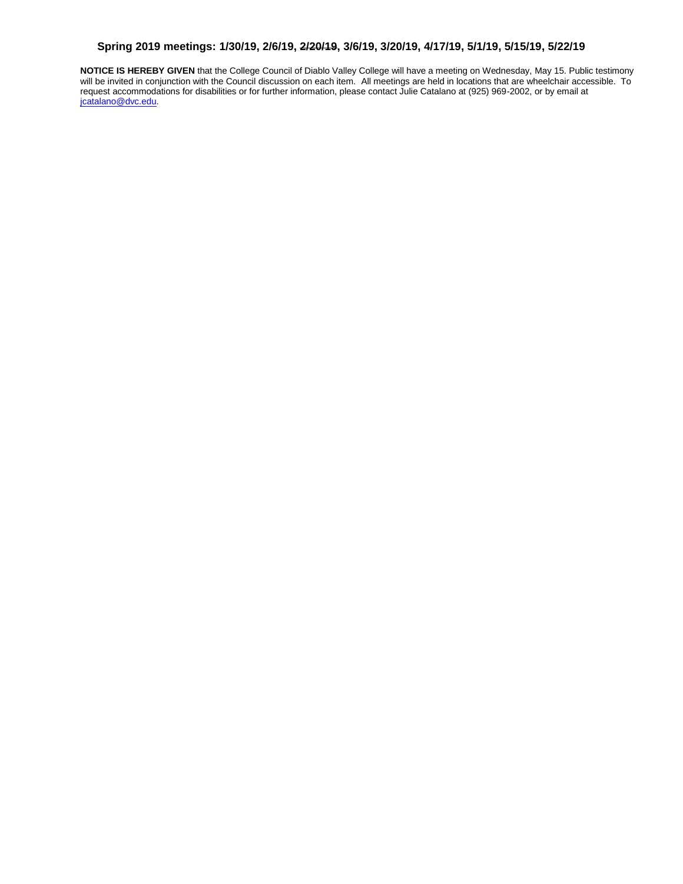**Spring 2019 meetings: 1/30/19, 2/6/19, ~~2/20/19~~, 3/6/19, 3/20/19, 4/17/19, 5/1/19, 5/15/19, 5/22/19**

**NOTICE IS HEREBY GIVEN** that the College Council of Diablo Valley College will have a meeting on Wednesday, May 15. Public testimony will be invited in conjunction with the Council discussion on each item. All meetings are held in locations that are wheelchair accessible. To request accommodations for disabilities or for further information, please contact Julie Catalano at (925) 969-2002, or by email at jcatalano@dvc.edu.